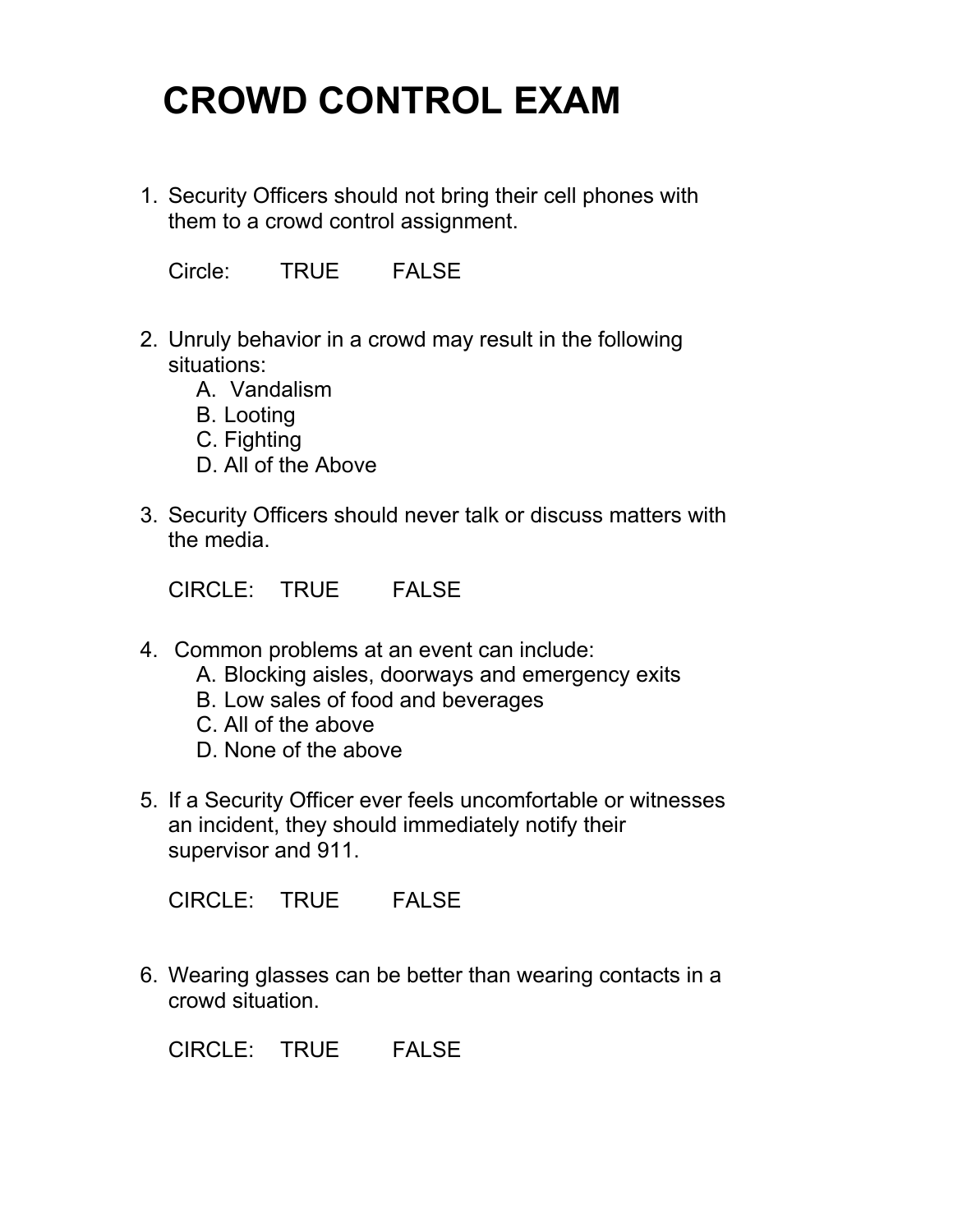# CROWD CONTROL EXAM

1. Security Officers should not bring their cell phones with them to a crowd control assignment.

   Circle: TRUE FALSE

2. Unruly behavior in a crowd may result in the following situations:
   A. Vandalism
   B. Looting
   C. Fighting
   D. All of the Above

3. Security Officers should never talk or discuss matters with the media.

   CIRCLE: TRUE FALSE

4. Common problems at an event can include:
   A. Blocking aisles, doorways and emergency exits
   B. Low sales of food and beverages
   C. All of the above
   D. None of the above

5. If a Security Officer ever feels uncomfortable or witnesses an incident, they should immediately notify their supervisor and 911.

   CIRCLE: TRUE FALSE

6. Wearing glasses can be better than wearing contacts in a crowd situation.

   CIRCLE: TRUE FALSE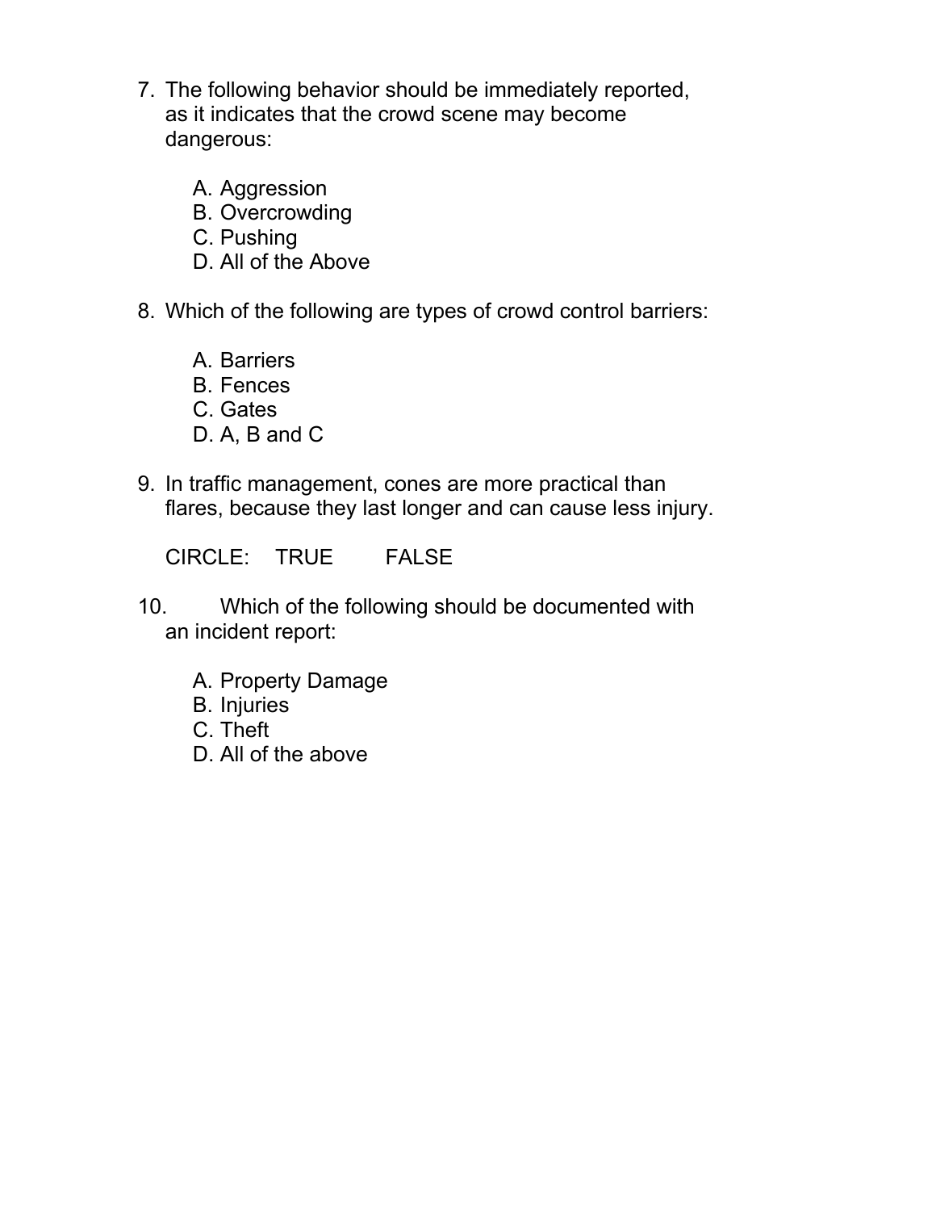7. The following behavior should be immediately reported, as it indicates that the crowd scene may become dangerous:

   A. Aggression
   B. Overcrowding
   C. Pushing
   D. All of the Above

8. Which of the following are types of crowd control barriers:

   A. Barriers
   B. Fences
   C. Gates
   D. A, B and C

9. In traffic management, cones are more practical than flares, because they last longer and can cause less injury.

   CIRCLE: TRUE FALSE

10. Which of the following should be documented with an incident report:

    A. Property Damage
    B. Injuries
    C. Theft
    D. All of the above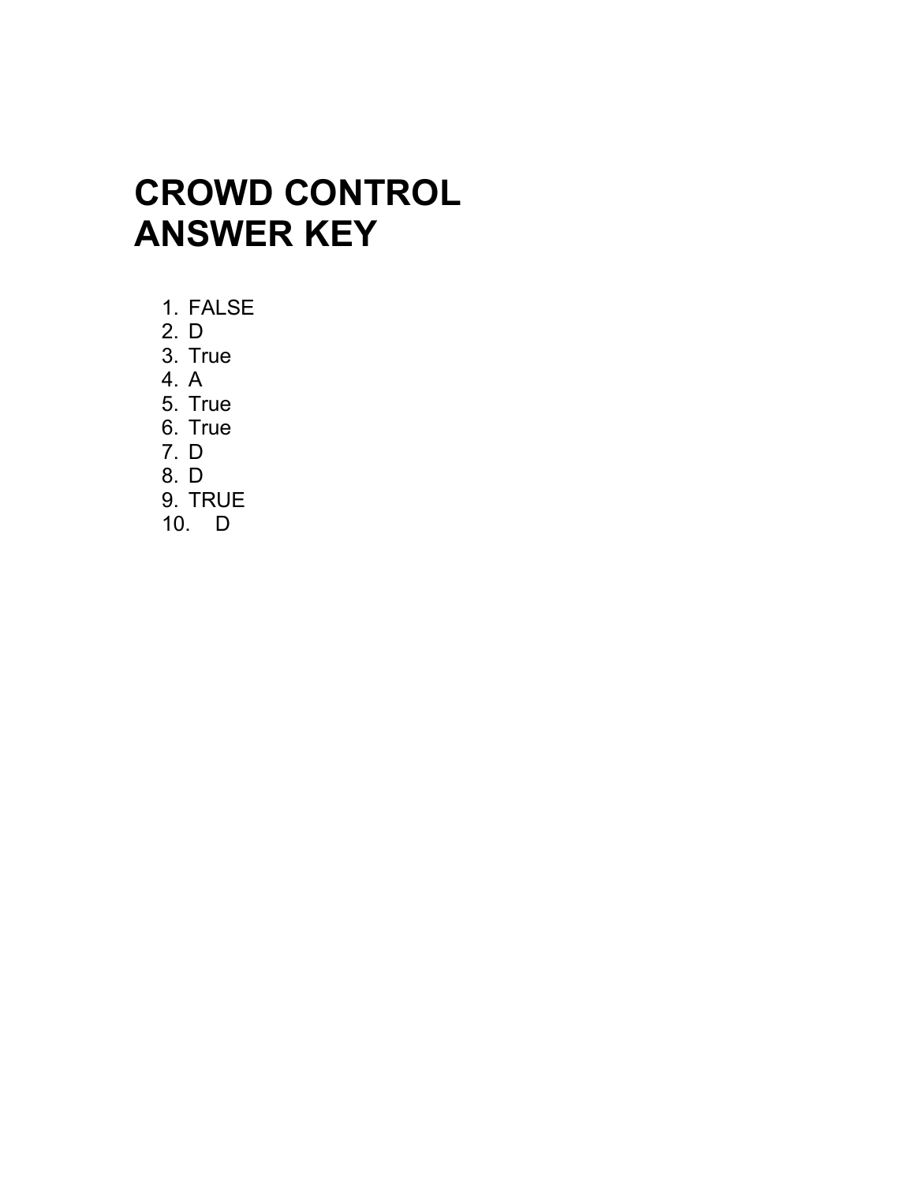# CROWD CONTROL ANSWER KEY

1. FALSE
2. D
3. True
4. A
5. True
6. True
7. D
8. D
9. TRUE
10. D